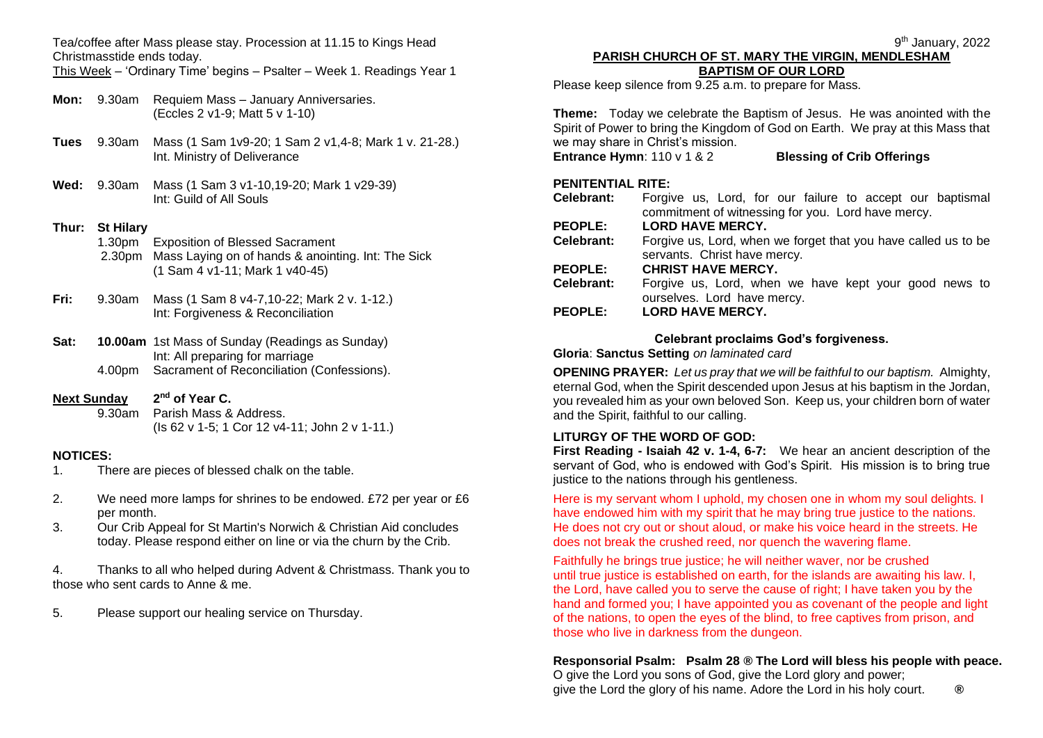Tea/coffee after Mass please stay. Procession at 11.15 to Kings Head
Christmasstide ends today.

<u>This Week</u> – 'Ordinary Time' begins – Psalter – Week 1. Readings Year 1

**Mon:** 9.30am Requiem Mass – January Anniversaries.
(Eccles 2 v1-9; Matt 5 v 1-10)

**Tues** 9.30am Mass (1 Sam 1v9-20; 1 Sam 2 v1,4-8; Mark 1 v. 21-28.)
Int. Ministry of Deliverance

**Wed:** 9.30am Mass (1 Sam 3 v1-10,19-20; Mark 1 v29-39)
Int: Guild of All Souls

**Thur: St Hilary**
1.30pm Exposition of Blessed Sacrament
2.30pm Mass Laying on of hands & anointing. Int: The Sick
(1 Sam 4 v1-11; Mark 1 v40-45)

**Fri:** 9.30am Mass (1 Sam 8 v4-7,10-22; Mark 2 v. 1-12.)
Int: Forgiveness & Reconciliation

**Sat:** **10.00am** 1st Mass of Sunday (Readings as Sunday)
Int: All preparing for marriage
4.00pm Sacrament of Reconciliation (Confessions).

**<u>Next Sunday</u>** **2nd of Year C.**
9.30am Parish Mass & Address.
(Is 62 v 1-5; 1 Cor 12 v4-11; John 2 v 1-11.)

**NOTICES:**

1. There are pieces of blessed chalk on the table.
2. We need more lamps for shrines to be endowed. £72 per year or £6 per month.
3. Our Crib Appeal for St Martin's Norwich & Christian Aid concludes today. Please respond either on line or via the churn by the Crib.
4. Thanks to all who helped during Advent & Christmass. Thank you to those who sent cards to Anne & me.
5. Please support our healing service on Thursday.

9th January, 2022

**<u>PARISH CHURCH OF ST. MARY THE VIRGIN, MENDLESHAM</u>**

**<u>BAPTISM OF OUR LORD</u>**

Please keep silence from 9.25 a.m. to prepare for Mass.

**Theme:** Today we celebrate the Baptism of Jesus. He was anointed with the Spirit of Power to bring the Kingdom of God on Earth. We pray at this Mass that we may share in Christ's mission.

**Entrance Hymn**: 110 v 1 & 2 **Blessing of Crib Offerings**

**PENITENTIAL RITE:**

**Celebrant:** Forgive us, Lord, for our failure to accept our baptismal commitment of witnessing for you. Lord have mercy.
**PEOPLE: LORD HAVE MERCY.**
**Celebrant:** Forgive us, Lord, when we forget that you have called us to be servants. Christ have mercy.
**PEOPLE: CHRIST HAVE MERCY.**
**Celebrant:** Forgive us, Lord, when we have kept your good news to ourselves. Lord have mercy.
**PEOPLE: LORD HAVE MERCY.**

**Celebrant proclaims God's forgiveness.**

**Gloria**: **Sanctus Setting** *on laminated card*

**OPENING PRAYER:** *Let us pray that we will be faithful to our baptism.* Almighty, eternal God, when the Spirit descended upon Jesus at his baptism in the Jordan, you revealed him as your own beloved Son. Keep us, your children born of water and the Spirit, faithful to our calling.

**LITURGY OF THE WORD OF GOD:**

**First Reading - Isaiah 42 v. 1-4, 6-7:** We hear an ancient description of the servant of God, who is endowed with God's Spirit. His mission is to bring true justice to the nations through his gentleness.

Here is my servant whom I uphold, my chosen one in whom my soul delights. I have endowed him with my spirit that he may bring true justice to the nations. He does not cry out or shout aloud, or make his voice heard in the streets. He does not break the crushed reed, nor quench the wavering flame.

Faithfully he brings true justice; he will neither waver, nor be crushed until true justice is established on earth, for the islands are awaiting his law. I, the Lord, have called you to serve the cause of right; I have taken you by the hand and formed you; I have appointed you as covenant of the people and light of the nations, to open the eyes of the blind, to free captives from prison, and those who live in darkness from the dungeon.

**Responsorial Psalm: Psalm 28 ® The Lord will bless his people with peace.**

O give the Lord you sons of God, give the Lord glory and power;
give the Lord the glory of his name. Adore the Lord in his holy court. ®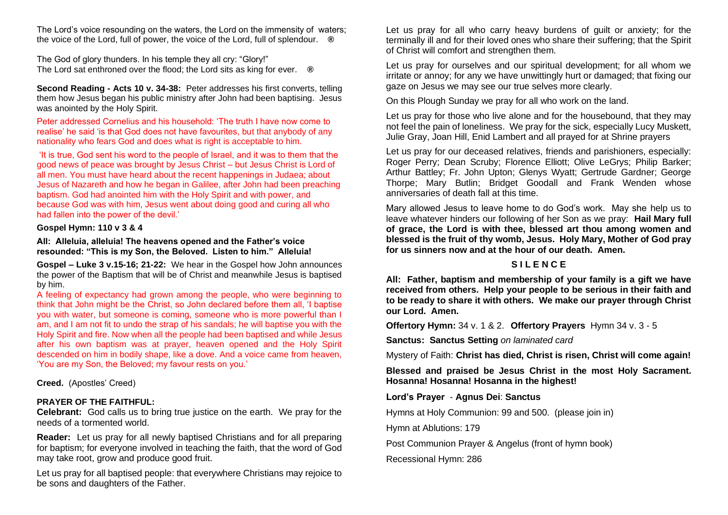The Lord's voice resounding on the waters, the Lord on the immensity of waters; the voice of the Lord, full of power, the voice of the Lord, full of splendour. ®

The God of glory thunders. In his temple they all cry: "Glory!"
The Lord sat enthroned over the flood; the Lord sits as king for ever. ®

**Second Reading - Acts 10 v. 34-38:** Peter addresses his first converts, telling them how Jesus began his public ministry after John had been baptising. Jesus was anointed by the Holy Spirit.

Peter addressed Cornelius and his household: 'The truth I have now come to realise' he said 'is that God does not have favourites, but that anybody of any nationality who fears God and does what is right is acceptable to him.

'It is true, God sent his word to the people of Israel, and it was to them that the good news of peace was brought by Jesus Christ – but Jesus Christ is Lord of all men. You must have heard about the recent happenings in Judaea; about Jesus of Nazareth and how he began in Galilee, after John had been preaching baptism. God had anointed him with the Holy Spirit and with power, and because God was with him, Jesus went about doing good and curing all who had fallen into the power of the devil.'

**Gospel Hymn: 110 v 3 & 4**

**All: Alleluia, alleluia! The heavens opened and the Father's voice resounded: "This is my Son, the Beloved. Listen to him." Alleluia!**

**Gospel – Luke 3 v.15-16; 21-22:** We hear in the Gospel how John announces the power of the Baptism that will be of Christ and meanwhile Jesus is baptised by him.

A feeling of expectancy had grown among the people, who were beginning to think that John might be the Christ, so John declared before them all, 'I baptise you with water, but someone is coming, someone who is more powerful than I am, and I am not fit to undo the strap of his sandals; he will baptise you with the Holy Spirit and fire. Now when all the people had been baptised and while Jesus after his own baptism was at prayer, heaven opened and the Holy Spirit descended on him in bodily shape, like a dove. And a voice came from heaven, 'You are my Son, the Beloved; my favour rests on you.'

**Creed.** (Apostles' Creed)

**PRAYER OF THE FAITHFUL:**

**Celebrant:** God calls us to bring true justice on the earth. We pray for the needs of a tormented world.

**Reader:** Let us pray for all newly baptised Christians and for all preparing for baptism; for everyone involved in teaching the faith, that the word of God may take root, grow and produce good fruit.

Let us pray for all baptised people: that everywhere Christians may rejoice to be sons and daughters of the Father.

Let us pray for all who carry heavy burdens of guilt or anxiety; for the terminally ill and for their loved ones who share their suffering; that the Spirit of Christ will comfort and strengthen them.

Let us pray for ourselves and our spiritual development; for all whom we irritate or annoy; for any we have unwittingly hurt or damaged; that fixing our gaze on Jesus we may see our true selves more clearly.

On this Plough Sunday we pray for all who work on the land.

Let us pray for those who live alone and for the housebound, that they may not feel the pain of loneliness. We pray for the sick, especially Lucy Muskett, Julie Gray, Joan Hill, Enid Lambert and all prayed for at Shrine prayers

Let us pray for our deceased relatives, friends and parishioners, especially: Roger Perry; Dean Scruby; Florence Elliott; Olive LeGrys; Philip Barker; Arthur Battley; Fr. John Upton; Glenys Wyatt; Gertrude Gardner; George Thorpe; Mary Butlin; Bridget Goodall and Frank Wenden whose anniversaries of death fall at this time.

Mary allowed Jesus to leave home to do God's work. May she help us to leave whatever hinders our following of her Son as we pray: **Hail Mary full of grace, the Lord is with thee, blessed art thou among women and blessed is the fruit of thy womb, Jesus. Holy Mary, Mother of God pray for us sinners now and at the hour of our death. Amen.**

**S I L E N C E**

**All: Father, baptism and membership of your family is a gift we have received from others. Help your people to be serious in their faith and to be ready to share it with others. We make our prayer through Christ our Lord. Amen.**

**Offertory Hymn:** 34 v. 1 & 2. **Offertory Prayers** Hymn 34 v. 3 - 5

**Sanctus: Sanctus Setting** *on laminated card*

Mystery of Faith: **Christ has died, Christ is risen, Christ will come again!**

**Blessed and praised be Jesus Christ in the most Holy Sacrament. Hosanna! Hosanna! Hosanna in the highest!**

**Lord's Prayer** - **Agnus Dei**: **Sanctus**

Hymns at Holy Communion: 99 and 500. (please join in)

Hymn at Ablutions: 179

Post Communion Prayer & Angelus (front of hymn book)

Recessional Hymn: 286